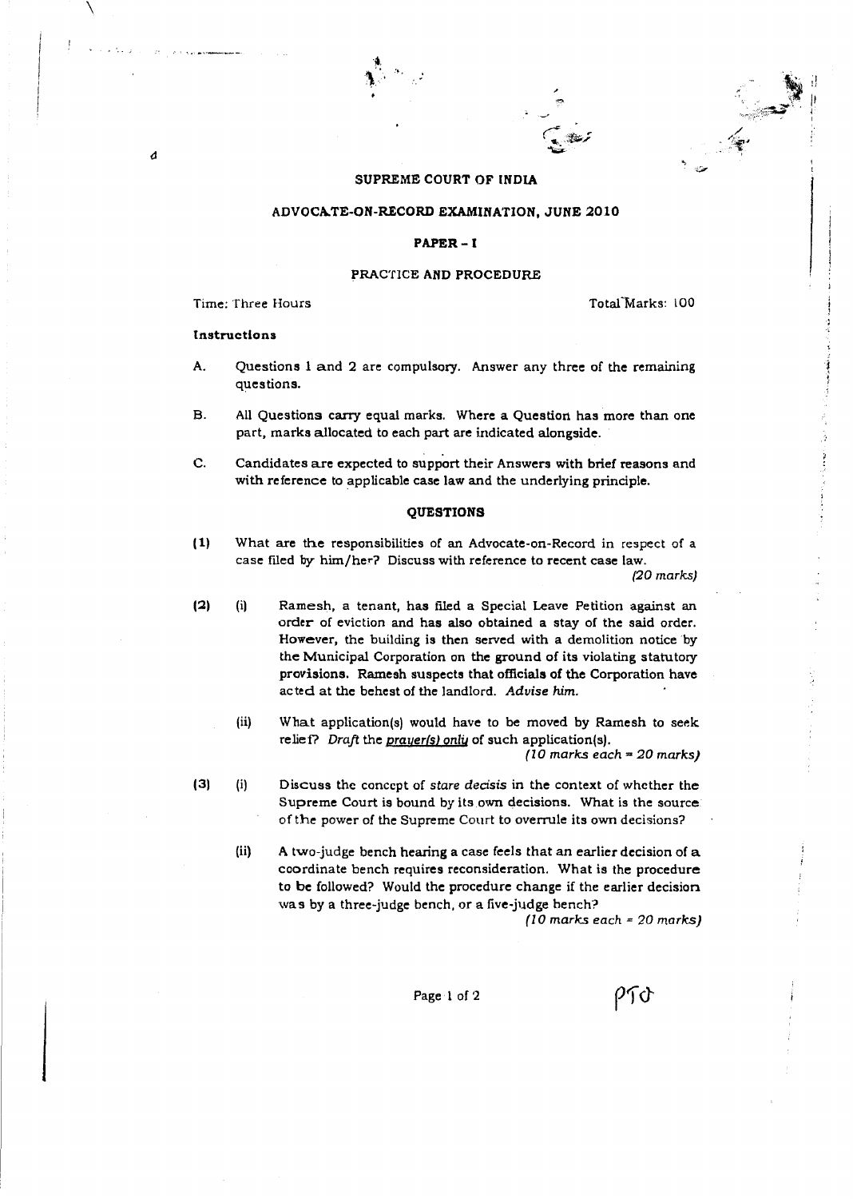# SUPREME COURT OF INDIA

## ADVOCATE-ON-RECORD EXAMINATION, JUNE 2010

### PAPER - I

### PRACTICE AND PROCEDURE

Time: Three Hours Total Marks: 100

**Instructions**

A. Questions 1 and 2 are compulsory. Answer any three of the remaining questions.

B. All Questions carry equal marks. Where a Question has more than one part, marks allocated to each part are indicated alongside.

C. Candidates are expected to support their Answers with brief reasons and with reference to applicable case law and the underlying principle.

### QUESTIONS

(1) What are the responsibilities of an Advocate-on-Record in respect of a case filed by him/her? Discuss with reference to recent case law.

*(20 marks)*

(2) (i) Ramesh, a tenant, has filed a Special Leave Petition against an order of eviction and has also obtained a stay of the said order. However, the building is then served with a demolition notice by the Municipal Corporation on the ground of its violating statutory provisions. Ramesh suspects that officials of the Corporation have acted at the behest of the landlord. *Advise him.*

(ii) What application(s) would have to be moved by Ramesh to seek relief? *Draft* the *prayer(s) only* of such application(s).

*(10 marks each = 20 marks)*

(3) (i) Discuss the concept of *stare decisis* in the context of whether the Supreme Court is bound by its own decisions. What is the source of the power of the Supreme Court to overrule its own decisions?

(ii) A two-judge bench hearing a case feels that an earlier decision of a coordinate bench requires reconsideration. What is the procedure to be followed? Would the procedure change if the earlier decision was by a three-judge bench, or a five-judge bench?

*(10 marks each = 20 marks)*

PTO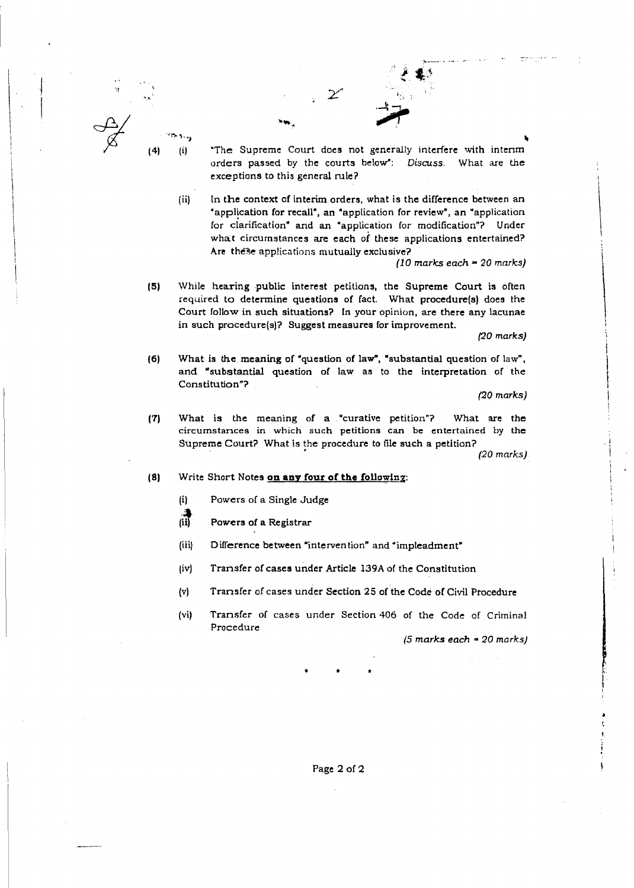(4) (i) "The Supreme Court does not generally interfere with interim orders passed by the courts below": *Discuss.* What are the exceptions to this general rule?

(ii) In the context of interim orders, what is the difference between an "application for recall", an "application for review", an "application for clarification" and an "application for modification"? Under what circumstances are each of these applications entertained? Are these applications mutually exclusive?

*(10 marks each = 20 marks)*

(5) While hearing public interest petitions, the Supreme Court is often required to determine questions of fact. What procedure(s) does the Court follow in such situations? In your opinion, are there any lacunae in such procedure(s)? Suggest measures for improvement.

*(20 marks)*

(6) What is the meaning of "question of law", "substantial question of law", and "substantial question of law as to the interpretation of the Constitution"?

*(20 marks)*

(7) What is the meaning of a "curative petition"? What are the circumstances in which such petitions can be entertained by the Supreme Court? What is the procedure to file such a petition?

*(20 marks)*

(8) Write Short Notes **on any four of the following**:

(i) Powers of a Single Judge

(ii) Powers of a Registrar

(iii) Difference between "intervention" and "impleadment"

(iv) Transfer of cases under Article 139A of the Constitution

(v) Transfer of cases under Section 25 of the Code of Civil Procedure

(vi) Transfer of cases under Section 406 of the Code of Criminal Procedure

*(5 marks each = 20 marks)*

\* \* \*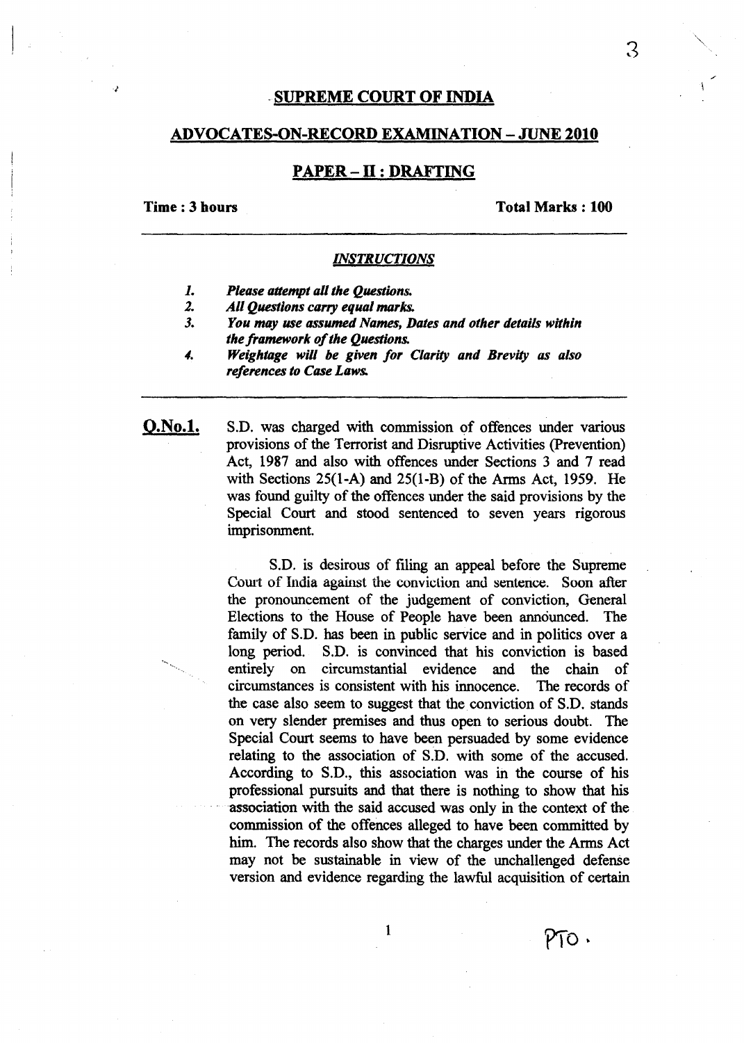## SUPREME COURT OF INDIA

## ADVOCATES-ON-RECORD EXAMINATION – JUNE 2010

## PAPER – II : DRAFTING

**Time : 3 hours** **Total Marks : 100**

***INSTRUCTIONS***

1. ***Please attempt all the Questions.***
2. ***All Questions carry equal marks.***
3. ***You may use assumed Names, Dates and other details within the framework of the Questions.***
4. ***Weightage will be given for Clarity and Brevity as also references to Case Laws.***

**Q.No.1.** S.D. was charged with commission of offences under various provisions of the Terrorist and Disruptive Activities (Prevention) Act, 1987 and also with offences under Sections 3 and 7 read with Sections 25(1-A) and 25(1-B) of the Arms Act, 1959. He was found guilty of the offences under the said provisions by the Special Court and stood sentenced to seven years rigorous imprisonment.

S.D. is desirous of filing an appeal before the Supreme Court of India against the conviction and sentence. Soon after the pronouncement of the judgement of conviction, General Elections to the House of People have been announced. The family of S.D. has been in public service and in politics over a long period. S.D. is convinced that his conviction is based entirely on circumstantial evidence and the chain of circumstances is consistent with his innocence. The records of the case also seem to suggest that the conviction of S.D. stands on very slender premises and thus open to serious doubt. The Special Court seems to have been persuaded by some evidence relating to the association of S.D. with some of the accused. According to S.D., this association was in the course of his professional pursuits and that there is nothing to show that his association with the said accused was only in the context of the commission of the offences alleged to have been committed by him. The records also show that the charges under the Arms Act may not be sustainable in view of the unchallenged defense version and evidence regarding the lawful acquisition of certain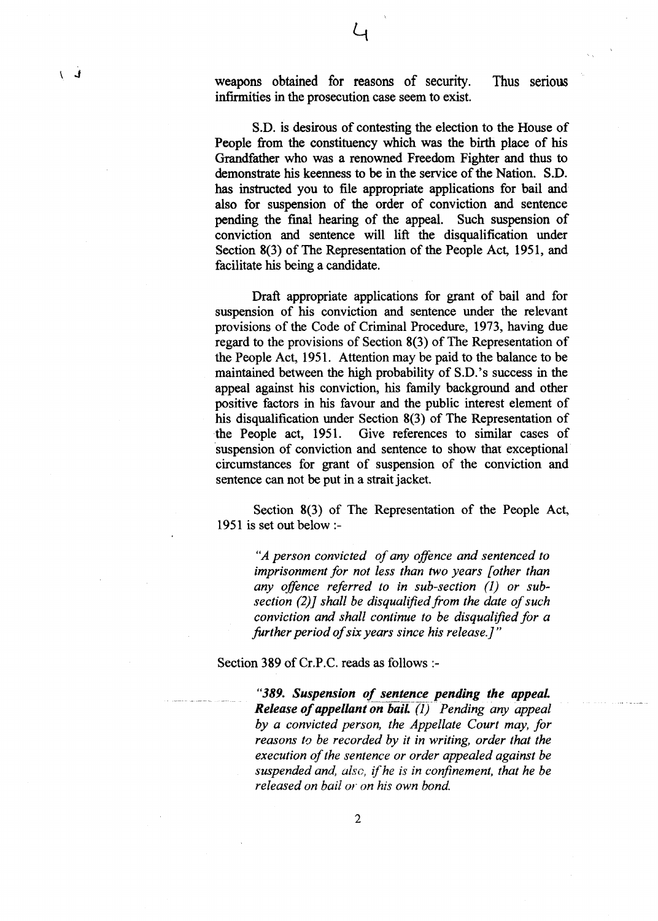weapons obtained for reasons of security. Thus serious infirmities in the prosecution case seem to exist.

S.D. is desirous of contesting the election to the House of People from the constituency which was the birth place of his Grandfather who was a renowned Freedom Fighter and thus to demonstrate his keenness to be in the service of the Nation. S.D. has instructed you to file appropriate applications for bail and also for suspension of the order of conviction and sentence pending the final hearing of the appeal. Such suspension of conviction and sentence will lift the disqualification under Section 8(3) of The Representation of the People Act, 1951, and facilitate his being a candidate.

Draft appropriate applications for grant of bail and for suspension of his conviction and sentence under the relevant provisions of the Code of Criminal Procedure, 1973, having due regard to the provisions of Section 8(3) of The Representation of the People Act, 1951. Attention may be paid to the balance to be maintained between the high probability of S.D.'s success in the appeal against his conviction, his family background and other positive factors in his favour and the public interest element of his disqualification under Section 8(3) of The Representation of the People act, 1951. Give references to similar cases of suspension of conviction and sentence to show that exceptional circumstances for grant of suspension of the conviction and sentence can not be put in a strait jacket.

Section 8(3) of The Representation of the People Act, 1951 is set out below :-

> *"A person convicted of any offence and sentenced to imprisonment for not less than two years [other than any offence referred to in sub-section (1) or sub-section (2)] shall be disqualified from the date of such conviction and shall continue to be disqualified for a further period of six years since his release.]"*

Section 389 of Cr.P.C. reads as follows :-

> ***"389. Suspension of sentence pending the appeal. Release of appellant on bail.*** *(1) Pending any appeal by a convicted person, the Appellate Court may, for reasons to be recorded by it in writing, order that the execution of the sentence or order appealed against be suspended and, also, if he is in confinement, that he be released on bail or on his own bond.*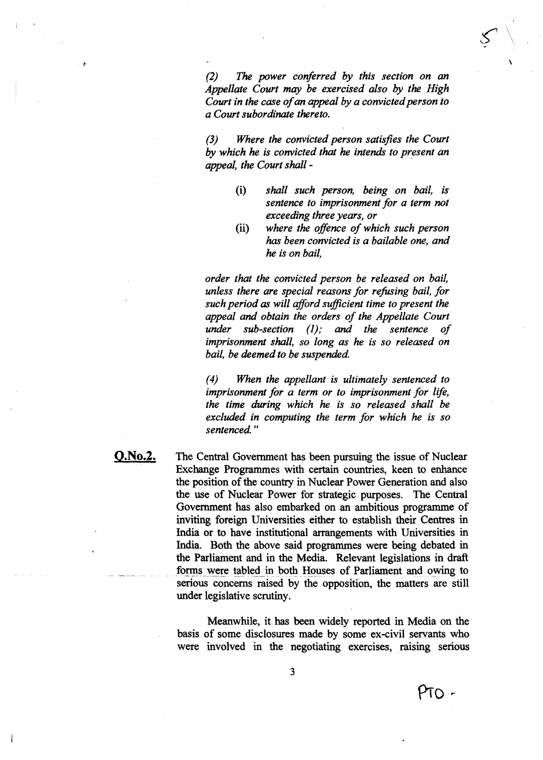*(2) The power conferred by this section on an Appellate Court may be exercised also by the High Court in the case of an appeal by a convicted person to a Court subordinate thereto.*

*(3) Where the convicted person satisfies the Court by which he is convicted that he intends to present an appeal, the Court shall -*

> (i) *shall such person, being on bail, is sentence to imprisonment for a term not exceeding three years, or*
>
> (ii) *where the offence of which such person has been convicted is a bailable one, and he is on bail,*

*order that the convicted person be released on bail, unless there are special reasons for refusing bail, for such period as will afford sufficient time to present the appeal and obtain the orders of the Appellate Court under sub-section (1); and the sentence of imprisonment shall, so long as he is so released on bail, be deemed to be suspended.*

*(4) When the appellant is ultimately sentenced to imprisonment for a term or to imprisonment for life, the time during which he is so released shall be excluded in computing the term for which he is so sentenced."*

**Q.No.2.** The Central Government has been pursuing the issue of Nuclear Exchange Programmes with certain countries, keen to enhance the position of the country in Nuclear Power Generation and also the use of Nuclear Power for strategic purposes. The Central Government has also embarked on an ambitious programme of inviting foreign Universities either to establish their Centres in India or to have institutional arrangements with Universities in India. Both the above said programmes were being debated in the Parliament and in the Media. Relevant legislations in draft forms were tabled in both Houses of Parliament and owing to serious concerns raised by the opposition, the matters are still under legislative scrutiny.

Meanwhile, it has been widely reported in Media on the basis of some disclosures made by some ex-civil servants who were involved in the negotiating exercises, raising serious

PTO -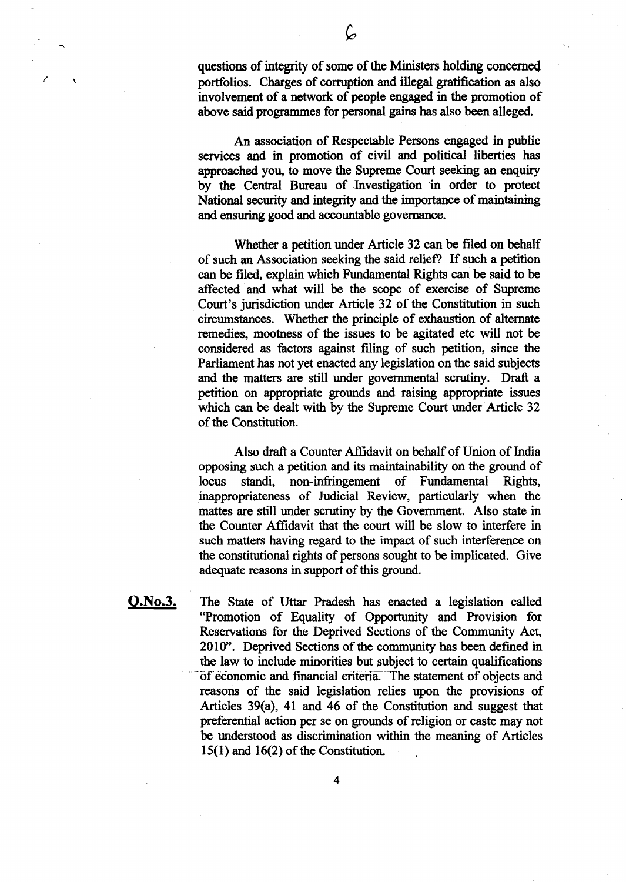questions of integrity of some of the Ministers holding concerned portfolios. Charges of corruption and illegal gratification as also involvement of a network of people engaged in the promotion of above said programmes for personal gains has also been alleged.

An association of Respectable Persons engaged in public services and in promotion of civil and political liberties has approached you, to move the Supreme Court seeking an enquiry by the Central Bureau of Investigation in order to protect National security and integrity and the importance of maintaining and ensuring good and accountable governance.

Whether a petition under Article 32 can be filed on behalf of such an Association seeking the said relief? If such a petition can be filed, explain which Fundamental Rights can be said to be affected and what will be the scope of exercise of Supreme Court's jurisdiction under Article 32 of the Constitution in such circumstances. Whether the principle of exhaustion of alternate remedies, mootness of the issues to be agitated etc will not be considered as factors against filing of such petition, since the Parliament has not yet enacted any legislation on the said subjects and the matters are still under governmental scrutiny. Draft a petition on appropriate grounds and raising appropriate issues which can be dealt with by the Supreme Court under Article 32 of the Constitution.

Also draft a Counter Affidavit on behalf of Union of India opposing such a petition and its maintainability on the ground of locus standi, non-infringement of Fundamental Rights, inappropriateness of Judicial Review, particularly when the mattes are still under scrutiny by the Government. Also state in the Counter Affidavit that the court will be slow to interfere in such matters having regard to the impact of such interference on the constitutional rights of persons sought to be implicated. Give adequate reasons in support of this ground.

**Q.No.3.** The State of Uttar Pradesh has enacted a legislation called "Promotion of Equality of Opportunity and Provision for Reservations for the Deprived Sections of the Community Act, 2010". Deprived Sections of the community has been defined in the law to include minorities but subject to certain qualifications of economic and financial criteria. The statement of objects and reasons of the said legislation relies upon the provisions of Articles 39(a), 41 and 46 of the Constitution and suggest that preferential action per se on grounds of religion or caste may not be understood as discrimination within the meaning of Articles 15(1) and 16(2) of the Constitution.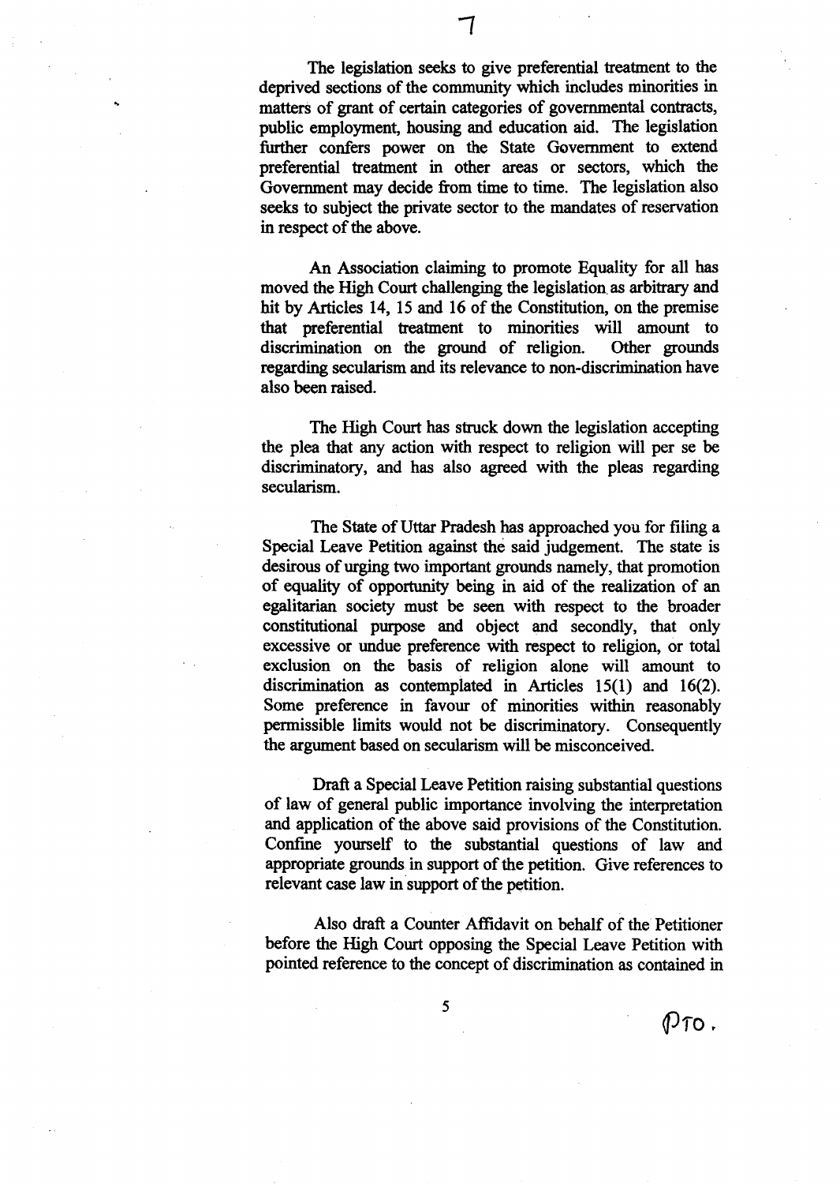The legislation seeks to give preferential treatment to the deprived sections of the community which includes minorities in matters of grant of certain categories of governmental contracts, public employment, housing and education aid. The legislation further confers power on the State Government to extend preferential treatment in other areas or sectors, which the Government may decide from time to time. The legislation also seeks to subject the private sector to the mandates of reservation in respect of the above.

An Association claiming to promote Equality for all has moved the High Court challenging the legislation as arbitrary and hit by Articles 14, 15 and 16 of the Constitution, on the premise that preferential treatment to minorities will amount to discrimination on the ground of religion. Other grounds regarding secularism and its relevance to non-discrimination have also been raised.

The High Court has struck down the legislation accepting the plea that any action with respect to religion will per se be discriminatory, and has also agreed with the pleas regarding secularism.

The State of Uttar Pradesh has approached you for filing a Special Leave Petition against the said judgement. The state is desirous of urging two important grounds namely, that promotion of equality of opportunity being in aid of the realization of an egalitarian society must be seen with respect to the broader constitutional purpose and object and secondly, that only excessive or undue preference with respect to religion, or total exclusion on the basis of religion alone will amount to discrimination as contemplated in Articles 15(1) and 16(2). Some preference in favour of minorities within reasonably permissible limits would not be discriminatory. Consequently the argument based on secularism will be misconceived.

Draft a Special Leave Petition raising substantial questions of law of general public importance involving the interpretation and application of the above said provisions of the Constitution. Confine yourself to the substantial questions of law and appropriate grounds in support of the petition. Give references to relevant case law in support of the petition.

Also draft a Counter Affidavit on behalf of the Petitioner before the High Court opposing the Special Leave Petition with pointed reference to the concept of discrimination as contained in

PTO.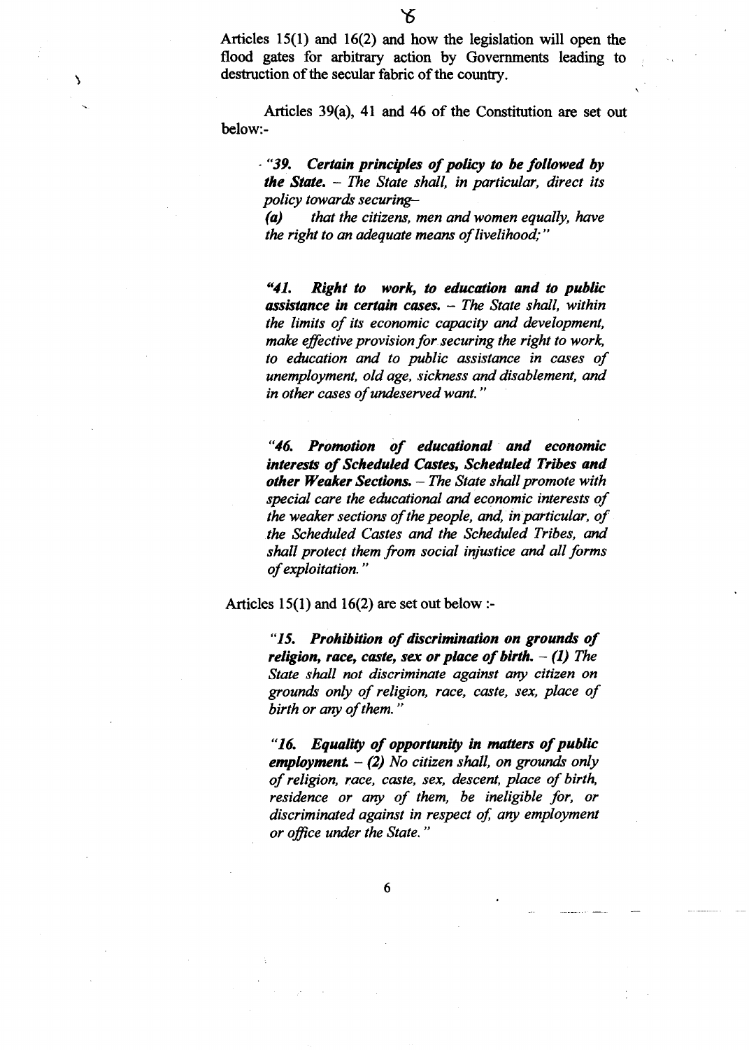Articles 15(1) and 16(2) and how the legislation will open the flood gates for arbitrary action by Governments leading to destruction of the secular fabric of the country.

Articles 39(a), 41 and 46 of the Constitution are set out below:-

> *"39. **Certain principles of policy to be followed by the State.** – The State shall, in particular, direct its policy towards securing–*
>
> ***(a)*** *that the citizens, men and women equally, have the right to an adequate means of livelihood;"*

> *"41. **Right to work, to education and to public assistance in certain cases.** – The State shall, within the limits of its economic capacity and development, make effective provision for securing the right to work, to education and to public assistance in cases of unemployment, old age, sickness and disablement, and in other cases of undeserved want."*

> *"46. **Promotion of educational and economic interests of Scheduled Castes, Scheduled Tribes and other Weaker Sections.** – The State shall promote with special care the educational and economic interests of the weaker sections of the people, and, in particular, of the Scheduled Castes and the Scheduled Tribes, and shall protect them from social injustice and all forms of exploitation."*

Articles 15(1) and 16(2) are set out below :-

> *"15. **Prohibition of discrimination on grounds of religion, race, caste, sex or place of birth.** – (1) The State shall not discriminate against any citizen on grounds only of religion, race, caste, sex, place of birth or any of them."*

> *"16. **Equality of opportunity in matters of public employment.** – (2) No citizen shall, on grounds only of religion, race, caste, sex, descent, place of birth, residence or any of them, be ineligible for, or discriminated against in respect of, any employment or office under the State."*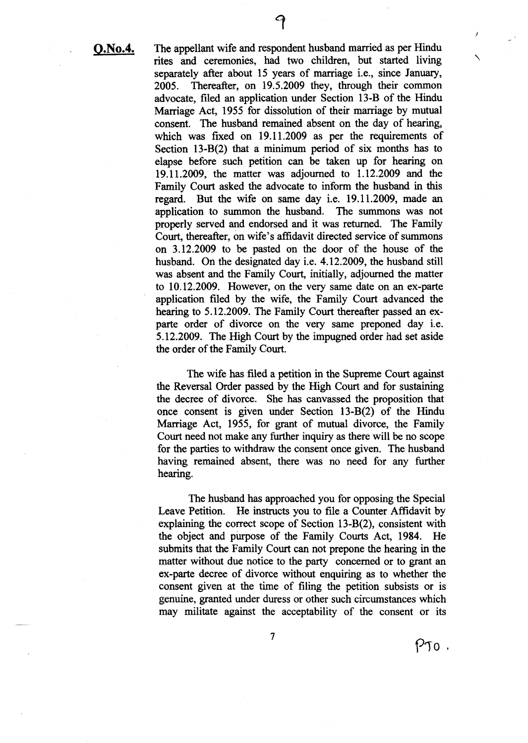**Q.No.4.** The appellant wife and respondent husband married as per Hindu rites and ceremonies, had two children, but started living separately after about 15 years of marriage i.e., since January, 2005. Thereafter, on 19.5.2009 they, through their common advocate, filed an application under Section 13-B of the Hindu Marriage Act, 1955 for dissolution of their marriage by mutual consent. The husband remained absent on the day of hearing, which was fixed on 19.11.2009 as per the requirements of Section 13-B(2) that a minimum period of six months has to elapse before such petition can be taken up for hearing on 19.11.2009, the matter was adjourned to 1.12.2009 and the Family Court asked the advocate to inform the husband in this regard. But the wife on same day i.e. 19.11.2009, made an application to summon the husband. The summons was not properly served and endorsed and it was returned. The Family Court, thereafter, on wife's affidavit directed service of summons on 3.12.2009 to be pasted on the door of the house of the husband. On the designated day i.e. 4.12.2009, the husband still was absent and the Family Court, initially, adjourned the matter to 10.12.2009. However, on the very same date on an ex-parte application filed by the wife, the Family Court advanced the hearing to 5.12.2009. The Family Court thereafter passed an ex-parte order of divorce on the very same preponed day i.e. 5.12.2009. The High Court by the impugned order had set aside the order of the Family Court.

The wife has filed a petition in the Supreme Court against the Reversal Order passed by the High Court and for sustaining the decree of divorce. She has canvassed the proposition that once consent is given under Section 13-B(2) of the Hindu Marriage Act, 1955, for grant of mutual divorce, the Family Court need not make any further inquiry as there will be no scope for the parties to withdraw the consent once given. The husband having remained absent, there was no need for any further hearing.

The husband has approached you for opposing the Special Leave Petition. He instructs you to file a Counter Affidavit by explaining the correct scope of Section 13-B(2), consistent with the object and purpose of the Family Courts Act, 1984. He submits that the Family Court can not prepone the hearing in the matter without due notice to the party concerned or to grant an ex-parte decree of divorce without enquiring as to whether the consent given at the time of filing the petition subsists or is genuine, granted under duress or other such circumstances which may militate against the acceptability of the consent or its

PTO.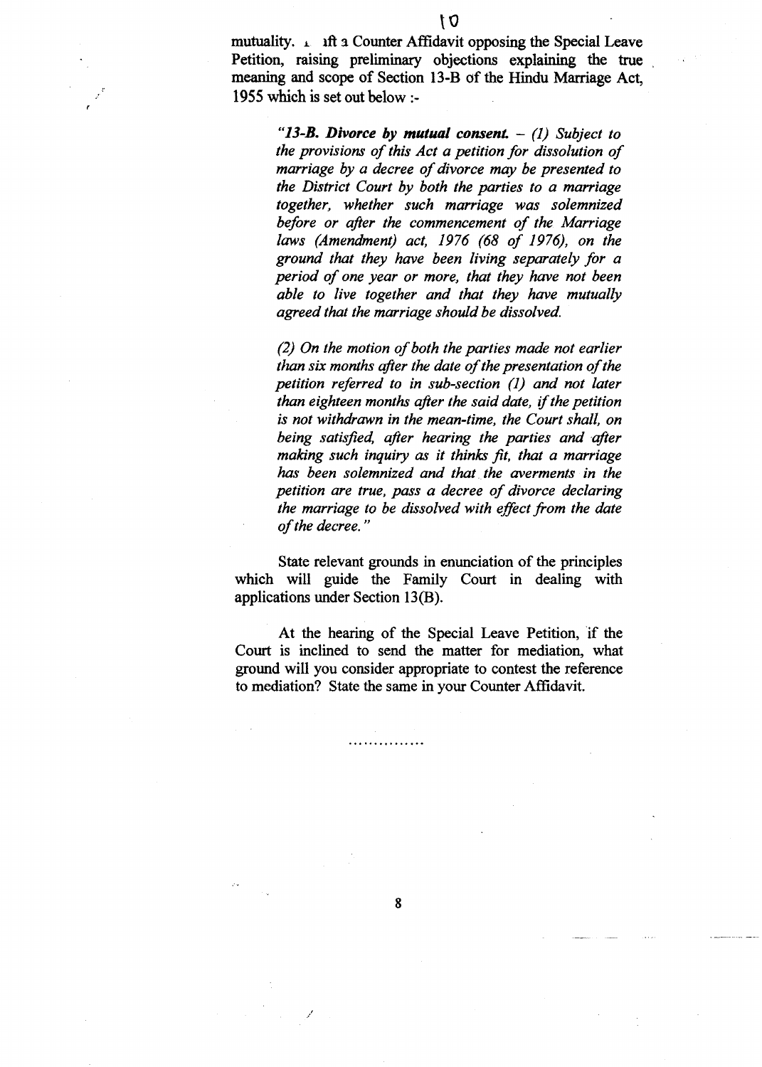mutuality. ɪ ıft a Counter Affidavit opposing the Special Leave Petition, raising preliminary objections explaining the true meaning and scope of Section 13-B of the Hindu Marriage Act, 1955 which is set out below :-

> *"**13-B. Divorce by mutual consent.** – (1) Subject to the provisions of this Act a petition for dissolution of marriage by a decree of divorce may be presented to the District Court by both the parties to a marriage together, whether such marriage was solemnized before or after the commencement of the Marriage laws (Amendment) act, 1976 (68 of 1976), on the ground that they have been living separately for a period of one year or more, that they have not been able to live together and that they have mutually agreed that the marriage should be dissolved.*
>
> *(2) On the motion of both the parties made not earlier than six months after the date of the presentation of the petition referred to in sub-section (1) and not later than eighteen months after the said date, if the petition is not withdrawn in the mean-time, the Court shall, on being satisfied, after hearing the parties and after making such inquiry as it thinks fit, that a marriage has been solemnized and that the averments in the petition are true, pass a decree of divorce declaring the marriage to be dissolved with effect from the date of the decree."*

State relevant grounds in enunciation of the principles which will guide the Family Court in dealing with applications under Section 13(B).

At the hearing of the Special Leave Petition, if the Court is inclined to send the matter for mediation, what ground will you consider appropriate to contest the reference to mediation? State the same in your Counter Affidavit.

……………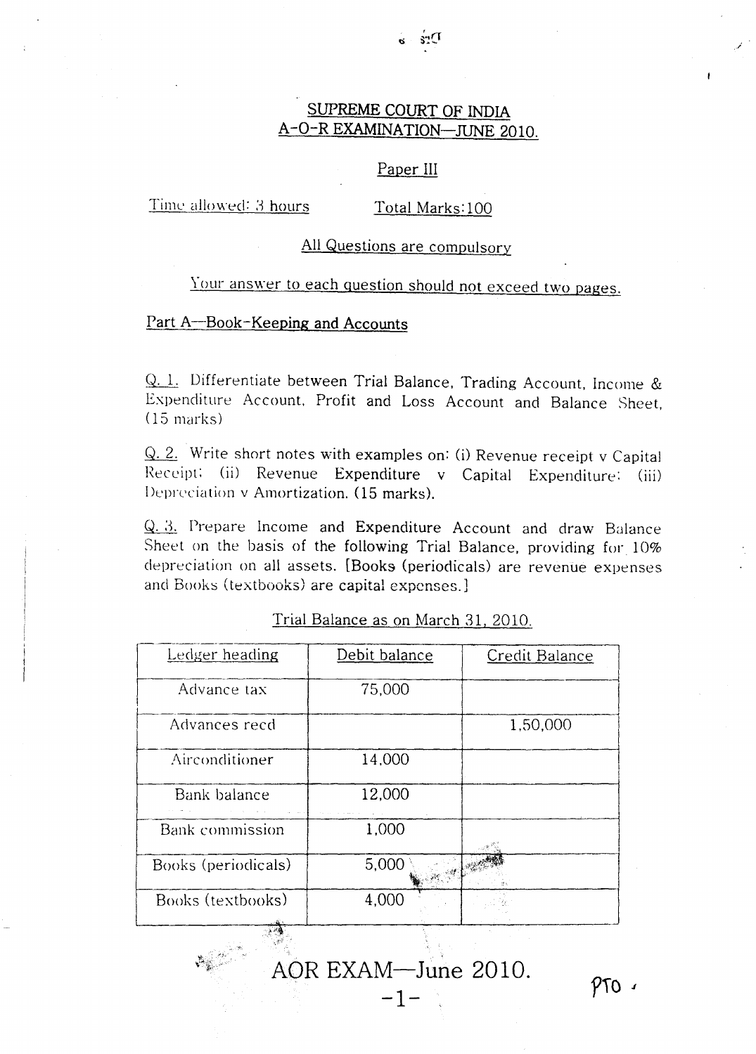# SUPREME COURT OF INDIA
## A-O-R EXAMINATION—JUNE 2010.

### Paper III

Time allowed: 3 hours Total Marks:100

All Questions are compulsory

Your answer to each question should not exceed two pages.

## Part A—Book-Keeping and Accounts

Q. 1. Differentiate between Trial Balance, Trading Account, Income & Expenditure Account, Profit and Loss Account and Balance Sheet, (15 marks)

Q. 2. Write short notes with examples on: (i) Revenue receipt v Capital Receipt; (ii) Revenue Expenditure v Capital Expenditure; (iii) Depreciation v Amortization. (15 marks).

Q. 3. Prepare Income and Expenditure Account and draw Balance Sheet on the basis of the following Trial Balance, providing for 10% depreciation on all assets. [Books (periodicals) are revenue expenses and Books (textbooks) are capital expenses.]

Trial Balance as on March 31, 2010.

| Ledger heading | Debit balance | Credit Balance |
|---|---|---|
| Advance tax | 75,000 | |
| Advances recd | | 1,50,000 |
| Airconditioner | 14,000 | |
| Bank balance | 12,000 | |
| Bank commission | 1,000 | |
| Books (periodicals) | 5,000 | |
| Books (textbooks) | 4,000 | |

PTO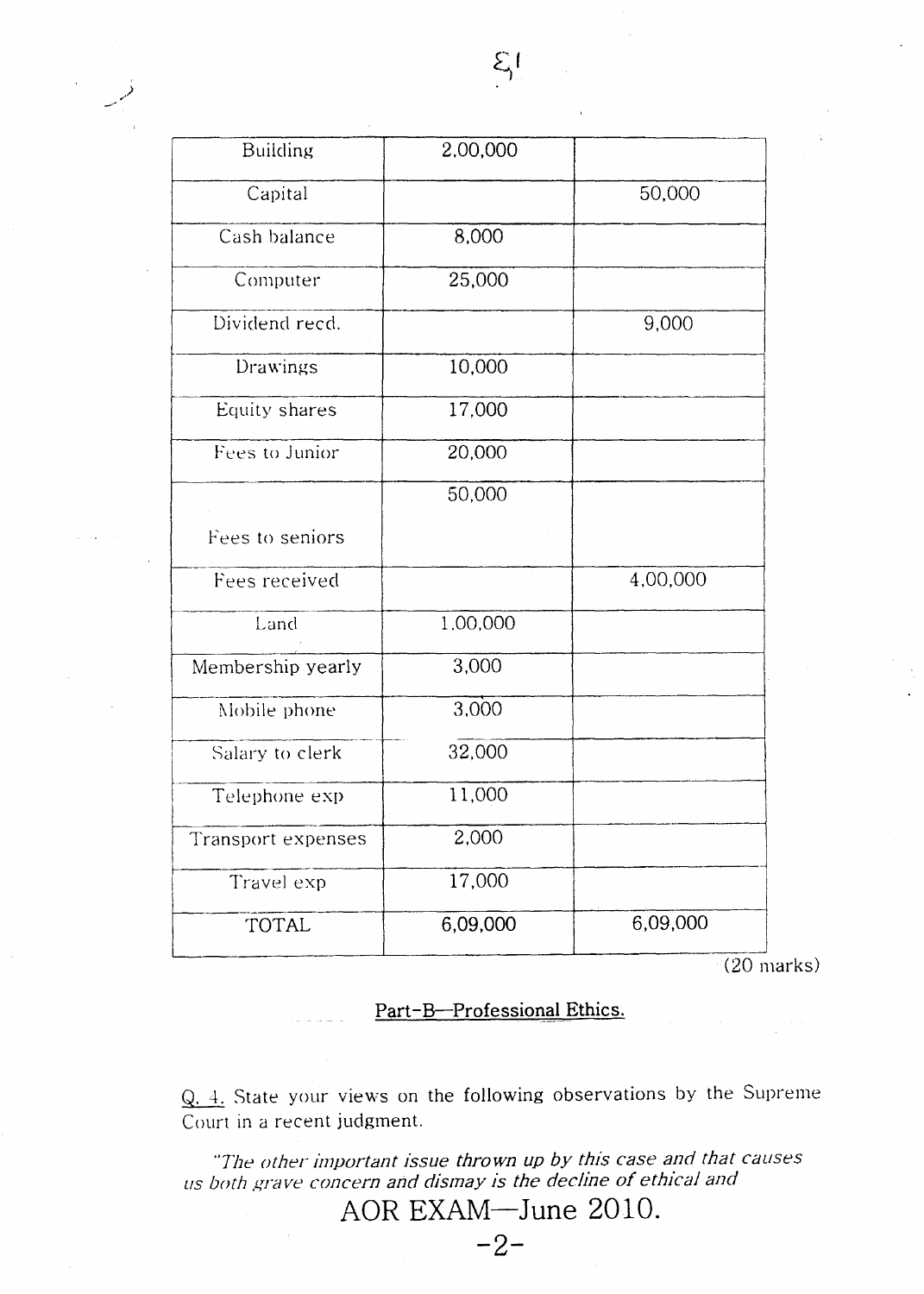| Building | 2,00,000 | |
|---|---|---|
| Capital | | 50,000 |
| Cash balance | 8,000 | |
| Computer | 25,000 | |
| Dividend recd. | | 9,000 |
| Drawings | 10,000 | |
| Equity shares | 17,000 | |
| Fees to Junior | 20,000 | |
| Fees to seniors | 50,000 | |
| Fees received | | 4,00,000 |
| Land | 1,00,000 | |
| Membership yearly | 3,000 | |
| Mobile phone | 3,000 | |
| Salary to clerk | 32,000 | |
| Telephone exp | 11,000 | |
| Transport expenses | 2,000 | |
| Travel exp | 17,000 | |
| TOTAL | 6,09,000 | 6,09,000 |

(20 marks)

## Part-B—Professional Ethics.

Q. 4. State your views on the following observations by the Supreme Court in a recent judgment.

*"The other important issue thrown up by this case and that causes us both grave concern and dismay is the decline of ethical and*

AOR EXAM—June 2010.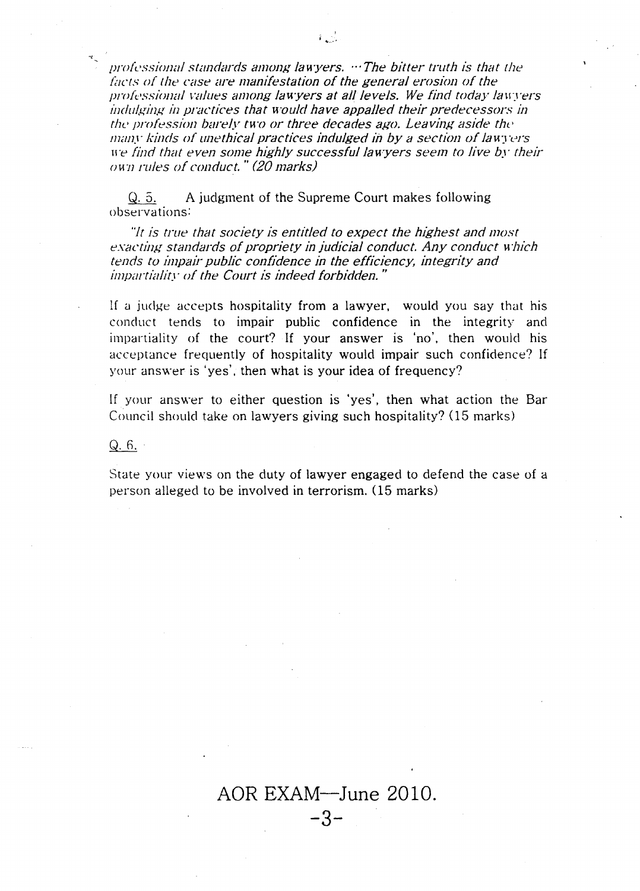*professional standards among lawyers. ···The bitter truth is that the facts of the case are manifestation of the general erosion of the professional values among lawyers at all levels. We find today lawyers indulging in practices that would have appalled their predecessors in the profession barely two or three decades ago. Leaving aside the many kinds of unethical practices indulged in by a section of lawyers we find that even some highly successful lawyers seem to live by their own rules of conduct." (20 marks)*

Q. 5. A judgment of the Supreme Court makes following observations:

*"It is true that society is entitled to expect the highest and most exacting standards of propriety in judicial conduct. Any conduct which tends to impair public confidence in the efficiency, integrity and impartiality of the Court is indeed forbidden."*

If a judge accepts hospitality from a lawyer, would you say that his conduct tends to impair public confidence in the integrity and impartiality of the court? If your answer is 'no', then would his acceptance frequently of hospitality would impair such confidence? If your answer is 'yes', then what is your idea of frequency?

If your answer to either question is 'yes', then what action the Bar Council should take on lawyers giving such hospitality? (15 marks)

Q. 6.

State your views on the duty of lawyer engaged to defend the case of a person alleged to be involved in terrorism. (15 marks)

AOR EXAM—June 2010.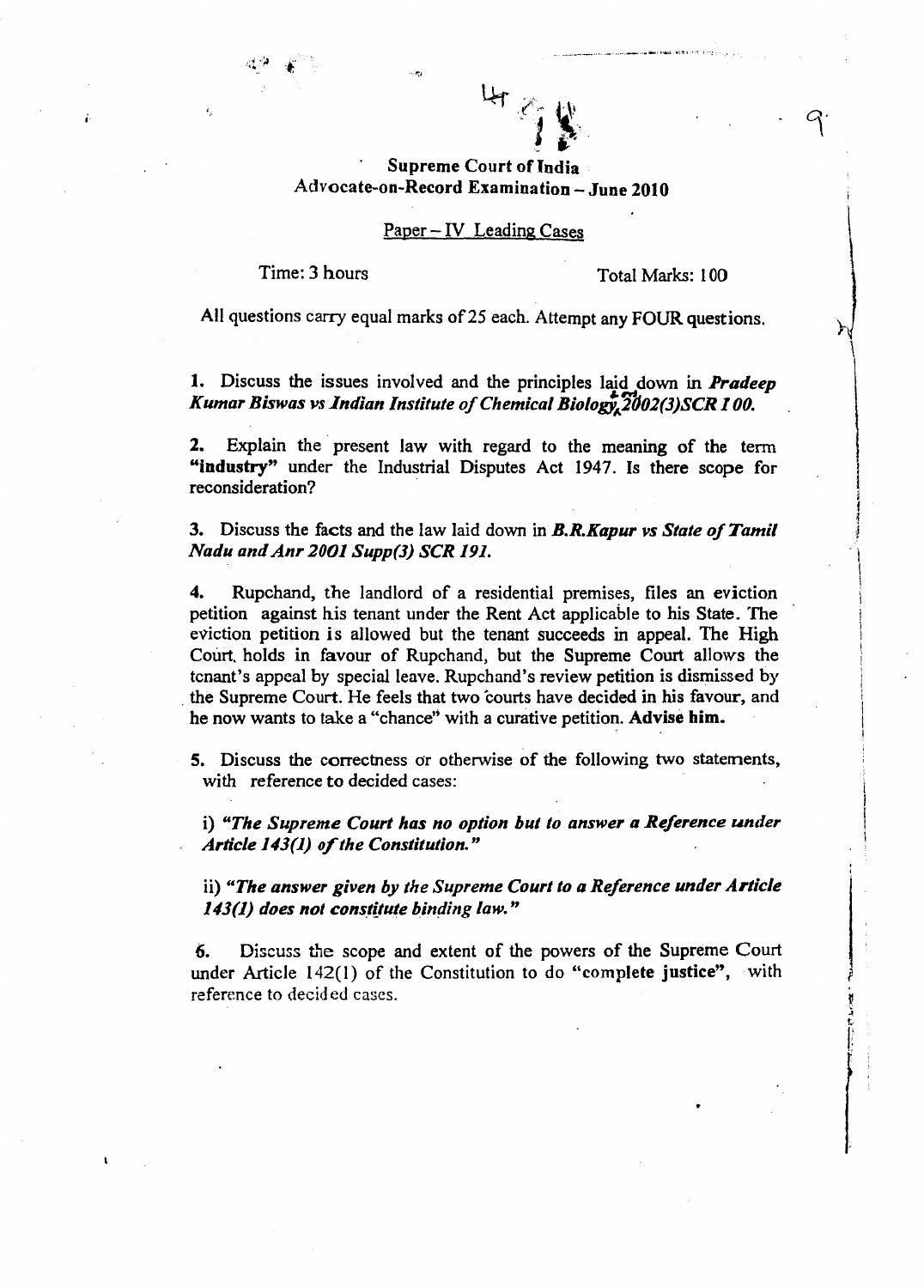**Supreme Court of India**
**Advocate-on-Record Examination – June 2010**

Paper – IV Leading Cases

Time: 3 hours Total Marks: 100

All questions carry equal marks of 25 each. Attempt any FOUR questions.

1. Discuss the issues involved and the principles laid down in ***Pradeep Kumar Biswas vs Indian Institute of Chemical Biology, 2002(3)SCR 1 00.***

2. Explain the present law with regard to the meaning of the term **"industry"** under the Industrial Disputes Act 1947. Is there scope for reconsideration?

3. Discuss the facts and the law laid down in ***B.R.Kapur vs State of Tamil Nadu and Anr 2001 Supp(3) SCR 191.***

4. Rupchand, the landlord of a residential premises, files an eviction petition against his tenant under the Rent Act applicable to his State. The eviction petition is allowed but the tenant succeeds in appeal. The High Court holds in favour of Rupchand, but the Supreme Court allows the tenant's appeal by special leave. Rupchand's review petition is dismissed by the Supreme Court. He feels that two courts have decided in his favour, and he now wants to take a "chance" with a curative petition. **Advise him.**

5. Discuss the correctness or otherwise of the following two statements, with reference to decided cases:

   i) ***"The Supreme Court has no option but to answer a Reference under Article 143(1) of the Constitution."***

   ii) ***"The answer given by the Supreme Court to a Reference under Article 143(1) does not constitute binding law."***

6. Discuss the scope and extent of the powers of the Supreme Court under Article 142(1) of the Constitution to do **"complete justice"**, with reference to decided cases.